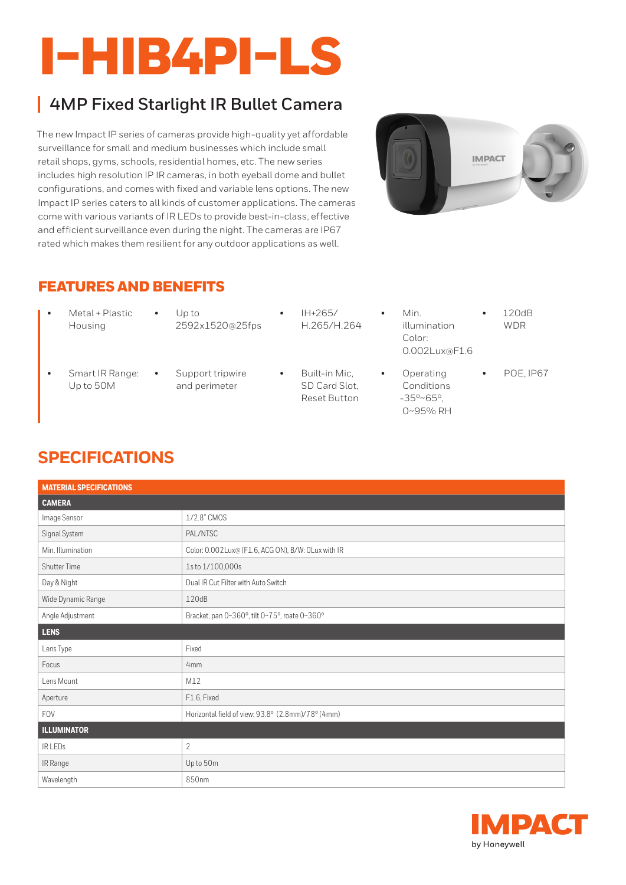# I-HIB4PI-LS

## 4MP Fixed Starlight IR Bullet Camera

The new Impact IP series of cameras provide high-quality yet affordable surveillance for small and medium businesses which include small retail shops, gyms, schools, residential homes, etc. The new series includes high resolution IP IR cameras, in both eyeball dome and bullet configurations, and comes with fixed and variable lens options. The new Impact IP series caters to all kinds of customer applications. The cameras come with various variants of IR LEDs to provide best-in-class, effective and efficient surveillance even during the night. The cameras are IP67 rated which makes them resilient for any outdoor applications as well.

## FEATURES AND BENEFITS

- Metal + Plastic Housing
- Up to 2592x1520@25fps
- IH+265/ H.265/H.264
- Min. illumination Color: 0.002Lux@F1.6
- 120dB WDR
- Smart IR Range: Up to 50M
- Support tripwire and perimeter
- Built-in Mic, SD Card Slot, Reset Button
- Operating Conditions -35º~65º, 0~95% RH
- POE, IP67

## SPECIFICATIONS

| MATERIAL SPECIFICATIONS | |
|---|---|
| **CAMERA** | |
| Image Sensor | 1/2.8" CMOS |
| Signal System | PAL/NTSC |
| Min. Illumination | Color: 0.002Lux@ (F1.6, ACG ON), B/W: 0Lux with IR |
| Shutter Time | 1s to 1/100,000s |
| Day & Night | Dual IR Cut Filter with Auto Switch |
| Wide Dynamic Range | 120dB |
| Angle Adjustment | Bracket, pan 0~360º, tilt 0~75º, roate 0~360º |
| **LENS** | |
| Lens Type | Fixed |
| Focus | 4mm |
| Lens Mount | M12 |
| Aperture | F1.6, Fixed |
| FOV | Horizontal field of view: 93.8º (2.8mm)/78º (4mm) |
| **ILLUMINATOR** | |
| IR LEDs | 2 |
| IR Range | Up to 50m |
| Wavelength | 850nm |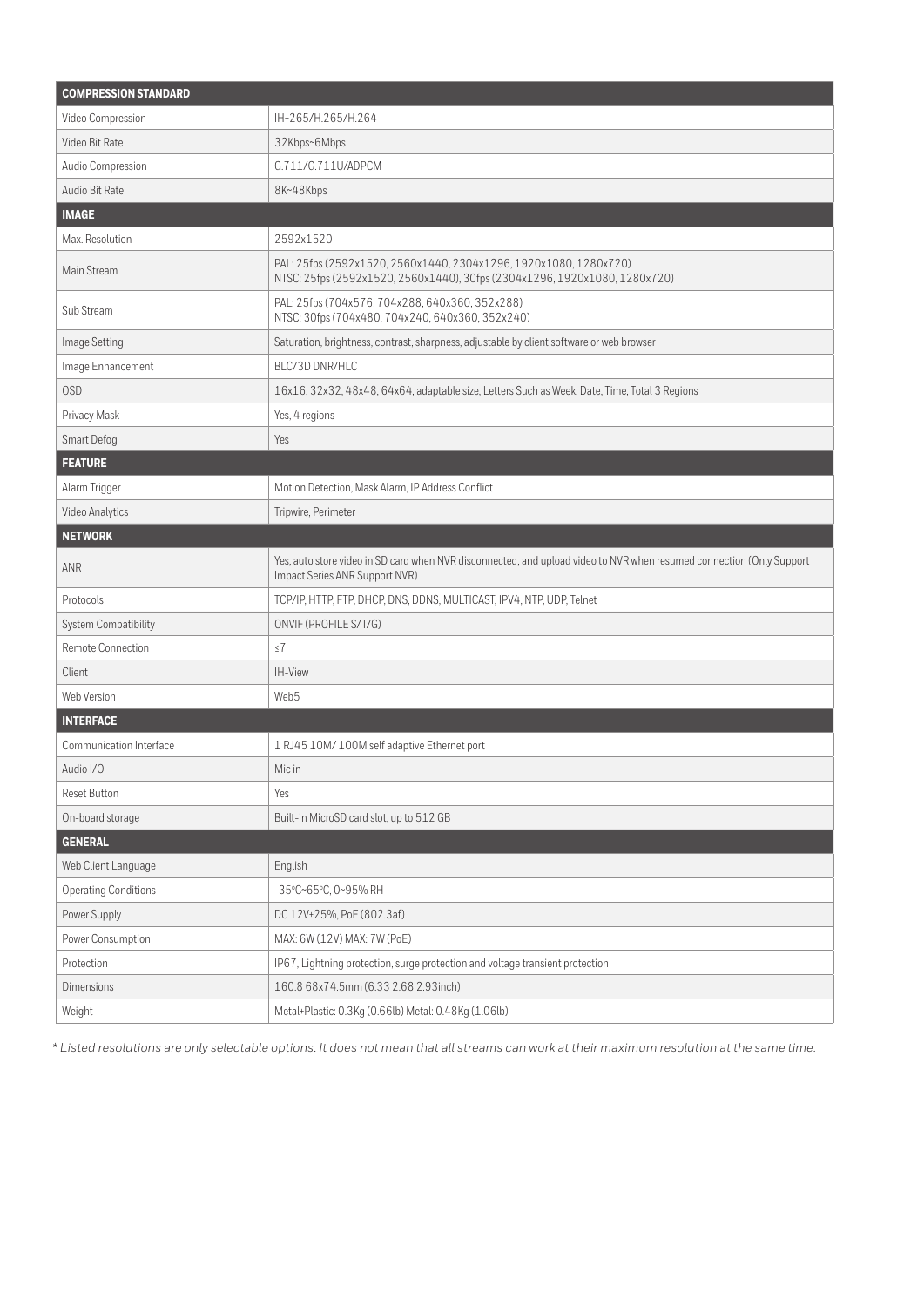| COMPRESSION STANDARD | |
|---|---|
| Video Compression | IH+265/H.265/H.264 |
| Video Bit Rate | 32Kbps~6Mbps |
| Audio Compression | G.711/G.711U/ADPCM |
| Audio Bit Rate | 8K~48Kbps |
| **IMAGE** | |
| Max. Resolution | 2592x1520 |
| Main Stream | PAL: 25fps (2592x1520, 2560x1440, 2304x1296, 1920x1080, 1280x720)<br>NTSC: 25fps (2592x1520, 2560x1440), 30fps (2304x1296, 1920x1080, 1280x720) |
| Sub Stream | PAL: 25fps (704x576, 704x288, 640x360, 352x288)<br>NTSC: 30fps (704x480, 704x240, 640x360, 352x240) |
| Image Setting | Saturation, brightness, contrast, sharpness, adjustable by client software or web browser |
| Image Enhancement | BLC/3D DNR/HLC |
| OSD | 16x16, 32x32, 48x48, 64x64, adaptable size, Letters Such as Week, Date, Time, Total 3 Regions |
| Privacy Mask | Yes, 4 regions |
| Smart Defog | Yes |
| **FEATURE** | |
| Alarm Trigger | Motion Detection, Mask Alarm, IP Address Conflict |
| Video Analytics | Tripwire, Perimeter |
| **NETWORK** | |
| ANR | Yes, auto store video in SD card when NVR disconnected, and upload video to NVR when resumed connection (Only Support Impact Series ANR Support NVR) |
| Protocols | TCP/IP, HTTP, FTP, DHCP, DNS, DDNS, MULTICAST, IPV4, NTP, UDP, Telnet |
| System Compatibility | ONVIF (PROFILE S/T/G) |
| Remote Connection | ≤7 |
| Client | IH-View |
| Web Version | Web5 |
| **INTERFACE** | |
| Communication Interface | 1 RJ45 10M/ 100M self adaptive Ethernet port |
| Audio I/O | Mic in |
| Reset Button | Yes |
| On-board storage | Built-in MicroSD card slot, up to 512 GB |
| **GENERAL** | |
| Web Client Language | English |
| Operating Conditions | -35°C~65°C, 0~95% RH |
| Power Supply | DC 12V±25%, PoE (802.3af) |
| Power Consumption | MAX: 6W (12V) MAX: 7W (PoE) |
| Protection | IP67, Lightning protection, surge protection and voltage transient protection |
| Dimensions | 160.8 68x74.5mm (6.33 2.68 2.93inch) |
| Weight | Metal+Plastic: 0.3Kg (0.66lb) Metal: 0.48Kg (1.06lb) |

*\* Listed resolutions are only selectable options. It does not mean that all streams can work at their maximum resolution at the same time.*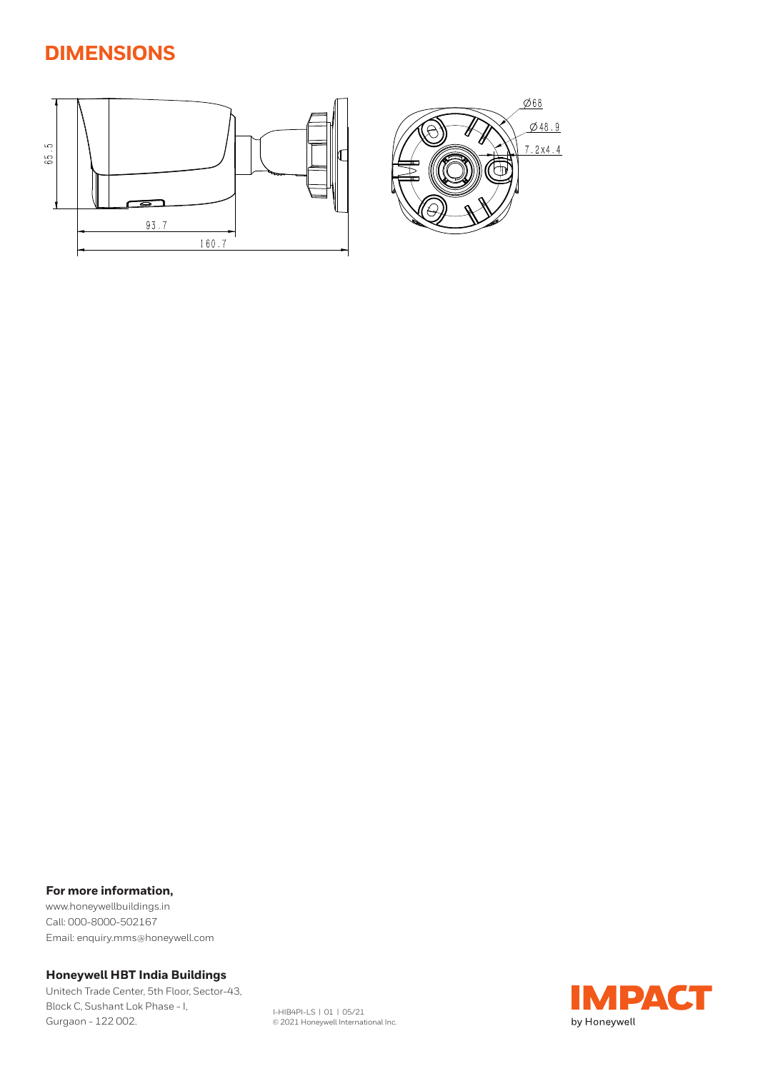# DIMENSIONS

65.5

93.7

160.7

Ø68

Ø48.9

7.2x4.4

**For more information,**

www.honeywellbuildings.in
Call: 000-8000-502167
Email: enquiry.mms@honeywell.com

**Honeywell HBT India Buildings**

Unitech Trade Center, 5th Floor, Sector-43,
Block C, Sushant Lok Phase - I,
Gurgaon - 122 002.

I-HIB4PI-LS | 01 | 05/21
© 2021 Honeywell International Inc.

IMPACT
by Honeywell